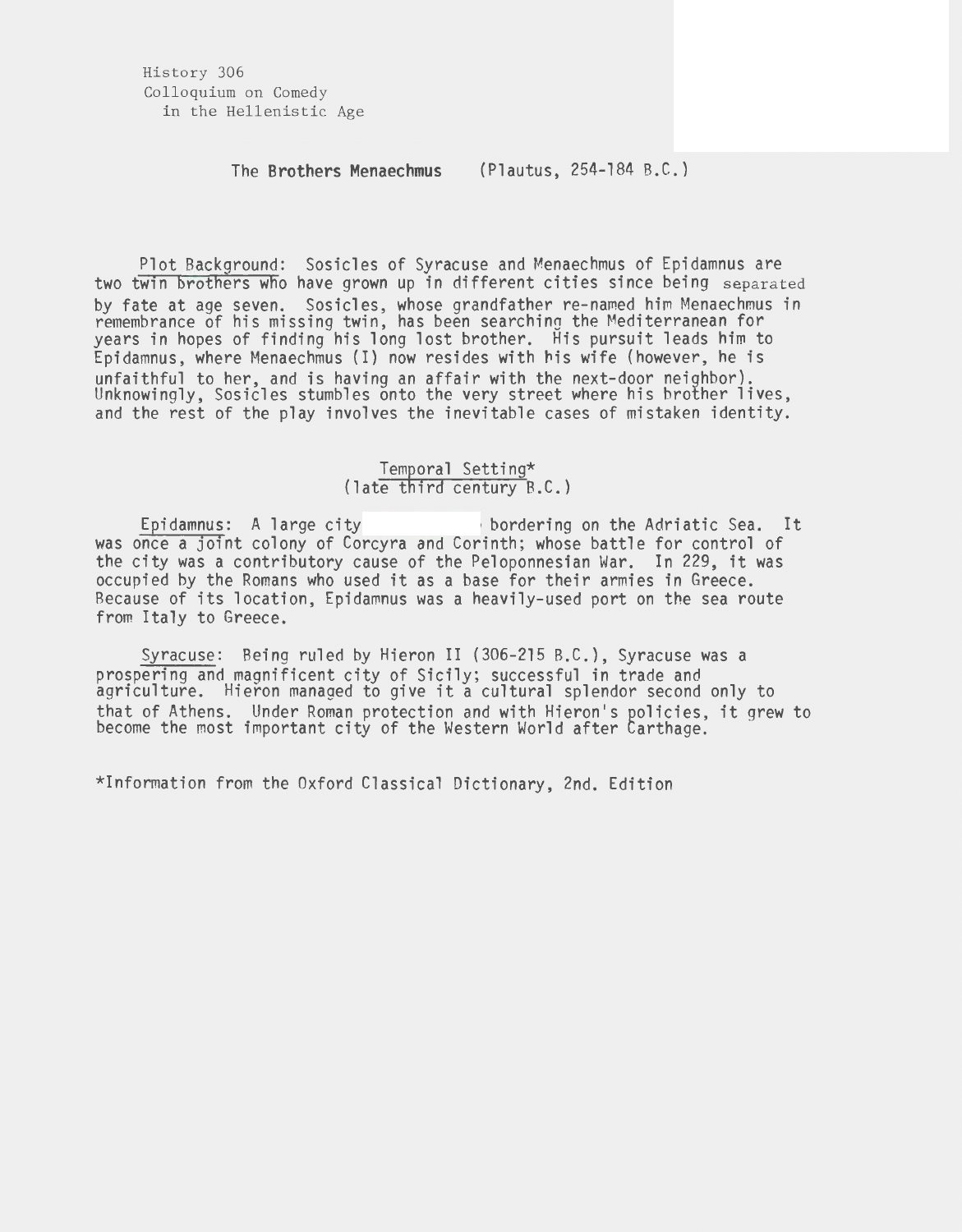History 306
Colloquium on Comedy
in the Hellenistic Age

## The Brothers Menaechmus (Plautus, 254-184 B.C.)

Plot Background: Sosicles of Syracuse and Menaechmus of Epidamnus are two twin brothers who have grown up in different cities since being separated by fate at age seven. Sosicles, whose grandfather re-named him Menaechmus in remembrance of his missing twin, has been searching the Mediterranean for years in hopes of finding his long lost brother. His pursuit leads him to Epidamnus, where Menaechmus (I) now resides with his wife (however, he is unfaithful to her, and is having an affair with the next-door neighbor). Unknowingly, Sosicles stumbles onto the very street where his brother lives, and the rest of the play involves the inevitable cases of mistaken identity.

### Temporal Setting*
(late third century B.C.)

Epidamnus: A large city bordering on the Adriatic Sea. It was once a joint colony of Corcyra and Corinth; whose battle for control of the city was a contributory cause of the Peloponnesian War. In 229, it was occupied by the Romans who used it as a base for their armies in Greece. Because of its location, Epidamnus was a heavily-used port on the sea route from Italy to Greece.

Syracuse: Being ruled by Hieron II (306-215 B.C.), Syracuse was a prospering and magnificent city of Sicily; successful in trade and agriculture. Hieron managed to give it a cultural splendor second only to that of Athens. Under Roman protection and with Hieron's policies, it grew to become the most important city of the Western World after Carthage.

*Information from the Oxford Classical Dictionary, 2nd. Edition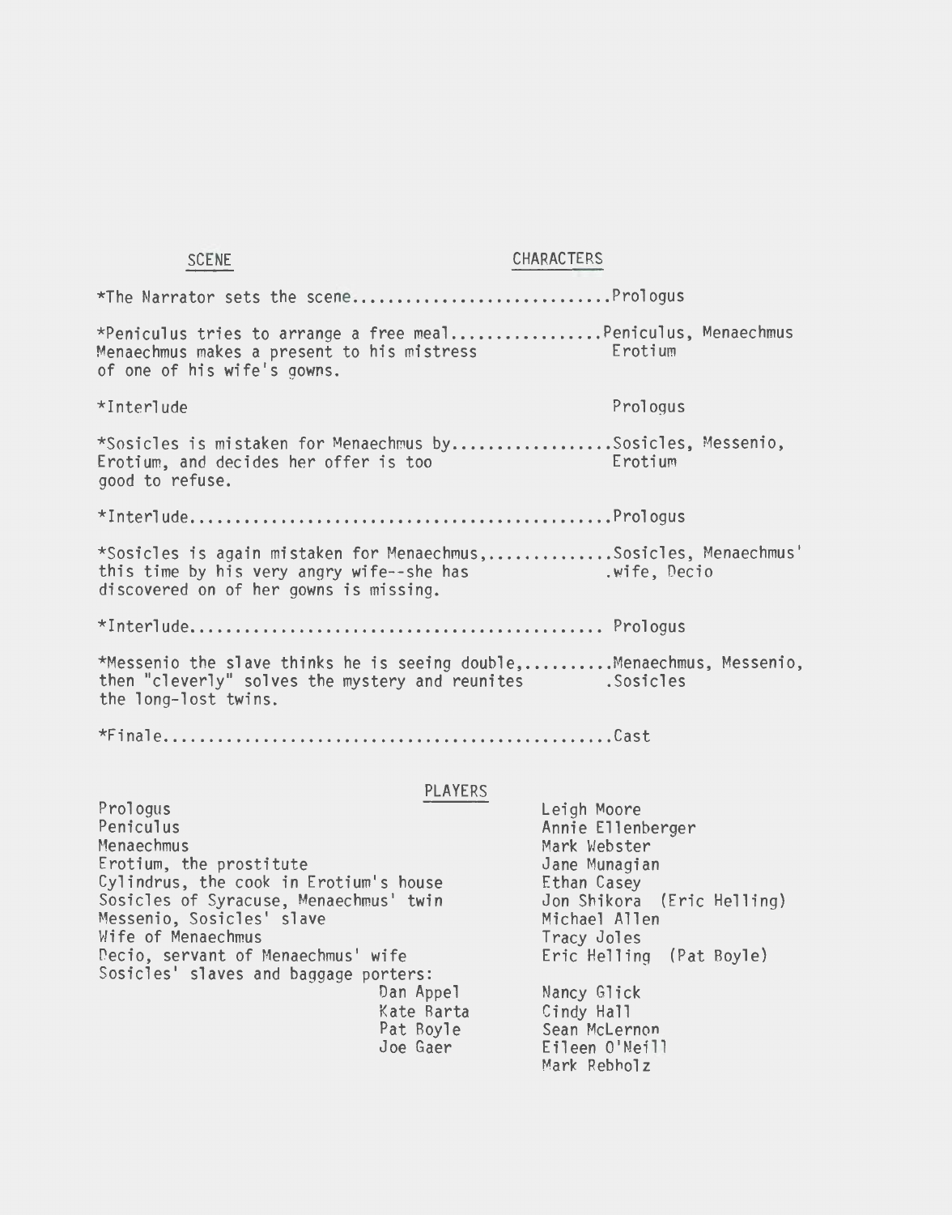| SCENE | CHARACTERS |
| --- | --- |
| *The Narrator sets the scene | Prologus |
| *Peniculus tries to arrange a free meal Menaechmus makes a present to his mistress of one of his wife's gowns. | Peniculus, Menaechmus Erotium |
| *Interlude | Prologus |
| *Sosicles is mistaken for Menaechmus by Erotium, and decides her offer is too good to refuse. | Sosicles, Messenio, Erotium |
| *Interlude | Prologus |
| *Sosicles is again mistaken for Menaechmus, this time by his very angry wife--she has discovered on of her gowns is missing. | Sosicles, Menaechmus' wife, Decio |
| *Interlude | Prologus |
| *Messenio the slave thinks he is seeing double, then "cleverly" solves the mystery and reunites the long-lost twins. | Menaechmus, Messenio, Sosicles |
| *Finale | Cast |

## PLAYERS

| | |
| --- | --- |
| Prologus | Leigh Moore |
| Peniculus | Annie Ellenberger |
| Menaechmus | Mark Webster |
| Erotium, the prostitute | Jane Munagian |
| Cylindrus, the cook in Erotium's house | Ethan Casey |
| Sosicles of Syracuse, Menaechmus' twin | Jon Shikora (Eric Helling) |
| Messenio, Sosicles' slave | Michael Allen |
| Wife of Menaechmus | Tracy Joles |
| Decio, servant of Menaechmus' wife | Eric Helling (Pat Boyle) |

Sosicles' slaves and baggage porters:

| | |
| --- | --- |
| Dan Appel | Nancy Glick |
| Kate Barta | Cindy Hall |
| Pat Boyle | Sean McLernon |
| Joe Gaer | Eileen O'Neill |
| | Mark Rebholz |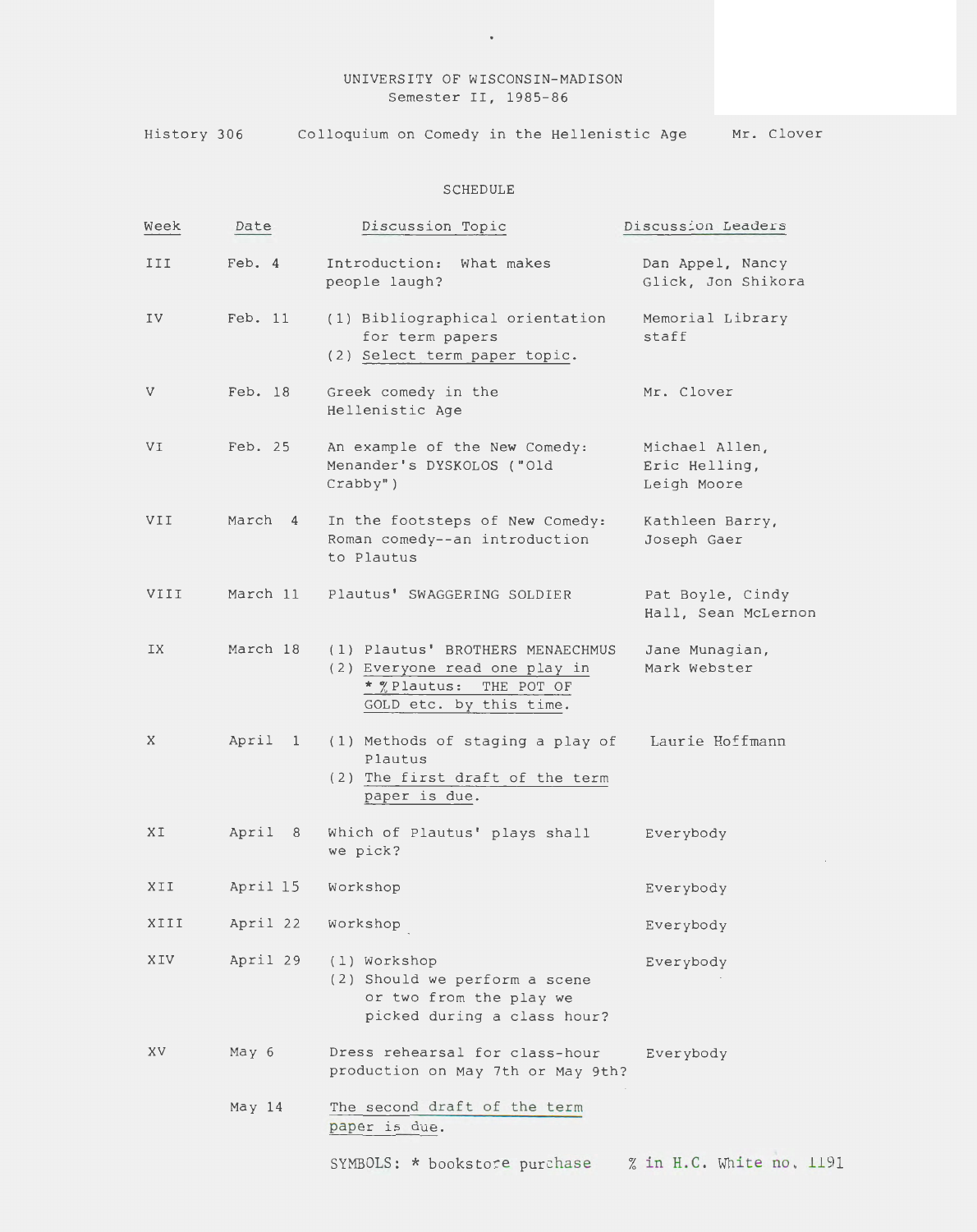UNIVERSITY OF WISCONSIN-MADISON
Semester II, 1985-86

History 306 Colloquium on Comedy in the Hellenistic Age Mr. Clover

SCHEDULE

| Week | Date | Discussion Topic | Discussion Leaders |
|---|---|---|---|
| III | Feb. 4 | Introduction: What makes people laugh? | Dan Appel, Nancy Glick, Jon Shikora |
| IV | Feb. 11 | (1) Bibliographical orientation for term papers (2) Select term paper topic. | Memorial Library staff |
| V | Feb. 18 | Greek comedy in the Hellenistic Age | Mr. Clover |
| VI | Feb. 25 | An example of the New Comedy: Menander's DYSKOLOS ("Old Crabby") | Michael Allen, Eric Helling, Leigh Moore |
| VII | March 4 | In the footsteps of New Comedy: Roman comedy--an introduction to Plautus | Kathleen Barry, Joseph Gaer |
| VIII | March 11 | Plautus' SWAGGERING SOLDIER | Pat Boyle, Cindy Hall, Sean McLernon |
| IX | March 18 | (1) Plautus' BROTHERS MENAECHMUS (2) Everyone read one play in * % Plautus: THE POT OF GOLD etc. by this time. | Jane Munagian, Mark Webster |
| X | April 1 | (1) Methods of staging a play of Plautus (2) The first draft of the term paper is due. | Laurie Hoffmann |
| XI | April 8 | Which of Plautus' plays shall we pick? | Everybody |
| XII | April 15 | Workshop | Everybody |
| XIII | April 22 | Workshop | Everybody |
| XIV | April 29 | (1) Workshop (2) Should we perform a scene or two from the play we picked during a class hour? | Everybody |
| XV | May 6 | Dress rehearsal for class-hour production on May 7th or May 9th? | Everybody |
| | May 14 | The second draft of the term paper is due. | |

SYMBOLS: * bookstore purchase % in H.C. White no. 1191